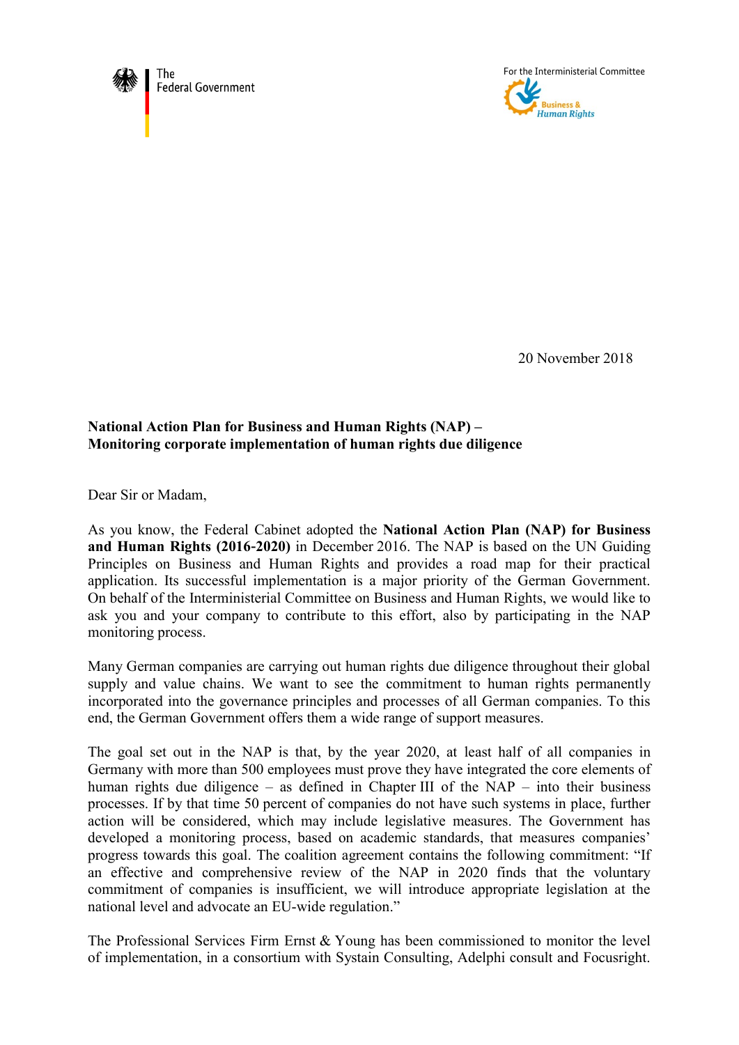The Federal Government

For the Interministerial Committee Business & Human Rights

20 November 2018

**National Action Plan for Business and Human Rights (NAP) –**
**Monitoring corporate implementation of human rights due diligence**

Dear Sir or Madam,

As you know, the Federal Cabinet adopted the **National Action Plan (NAP) for Business and Human Rights (2016-2020)** in December 2016. The NAP is based on the UN Guiding Principles on Business and Human Rights and provides a road map for their practical application. Its successful implementation is a major priority of the German Government. On behalf of the Interministerial Committee on Business and Human Rights, we would like to ask you and your company to contribute to this effort, also by participating in the NAP monitoring process.

Many German companies are carrying out human rights due diligence throughout their global supply and value chains. We want to see the commitment to human rights permanently incorporated into the governance principles and processes of all German companies. To this end, the German Government offers them a wide range of support measures.

The goal set out in the NAP is that, by the year 2020, at least half of all companies in Germany with more than 500 employees must prove they have integrated the core elements of human rights due diligence – as defined in Chapter III of the NAP – into their business processes. If by that time 50 percent of companies do not have such systems in place, further action will be considered, which may include legislative measures. The Government has developed a monitoring process, based on academic standards, that measures companies' progress towards this goal. The coalition agreement contains the following commitment: "If an effective and comprehensive review of the NAP in 2020 finds that the voluntary commitment of companies is insufficient, we will introduce appropriate legislation at the national level and advocate an EU-wide regulation."

The Professional Services Firm Ernst & Young has been commissioned to monitor the level of implementation, in a consortium with Systain Consulting, Adelphi consult and Focusright.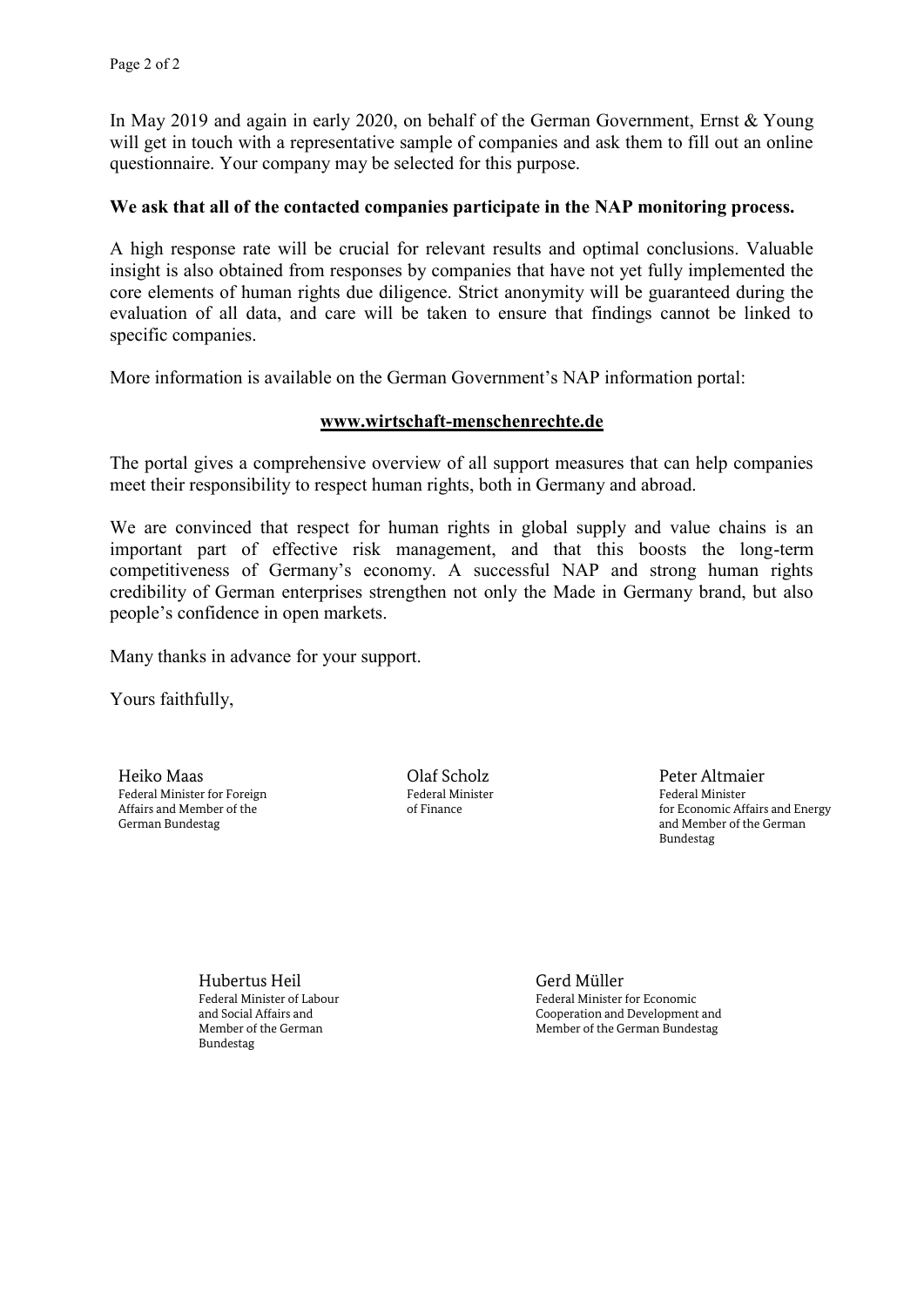In May 2019 and again in early 2020, on behalf of the German Government, Ernst & Young will get in touch with a representative sample of companies and ask them to fill out an online questionnaire. Your company may be selected for this purpose.

**We ask that all of the contacted companies participate in the NAP monitoring process.**

A high response rate will be crucial for relevant results and optimal conclusions. Valuable insight is also obtained from responses by companies that have not yet fully implemented the core elements of human rights due diligence. Strict anonymity will be guaranteed during the evaluation of all data, and care will be taken to ensure that findings cannot be linked to specific companies.

More information is available on the German Government's NAP information portal:

**www.wirtschaft-menschenrechte.de**

The portal gives a comprehensive overview of all support measures that can help companies meet their responsibility to respect human rights, both in Germany and abroad.

We are convinced that respect for human rights in global supply and value chains is an important part of effective risk management, and that this boosts the long-term competitiveness of Germany's economy. A successful NAP and strong human rights credibility of German enterprises strengthen not only the Made in Germany brand, but also people's confidence in open markets.

Many thanks in advance for your support.

Yours faithfully,

Heiko Maas
Federal Minister for Foreign Affairs and Member of the German Bundestag

Olaf Scholz
Federal Minister of Finance

Peter Altmaier
Federal Minister for Economic Affairs and Energy and Member of the German Bundestag

Hubertus Heil
Federal Minister of Labour and Social Affairs and Member of the German Bundestag

Gerd Müller
Federal Minister for Economic Cooperation and Development and Member of the German Bundestag